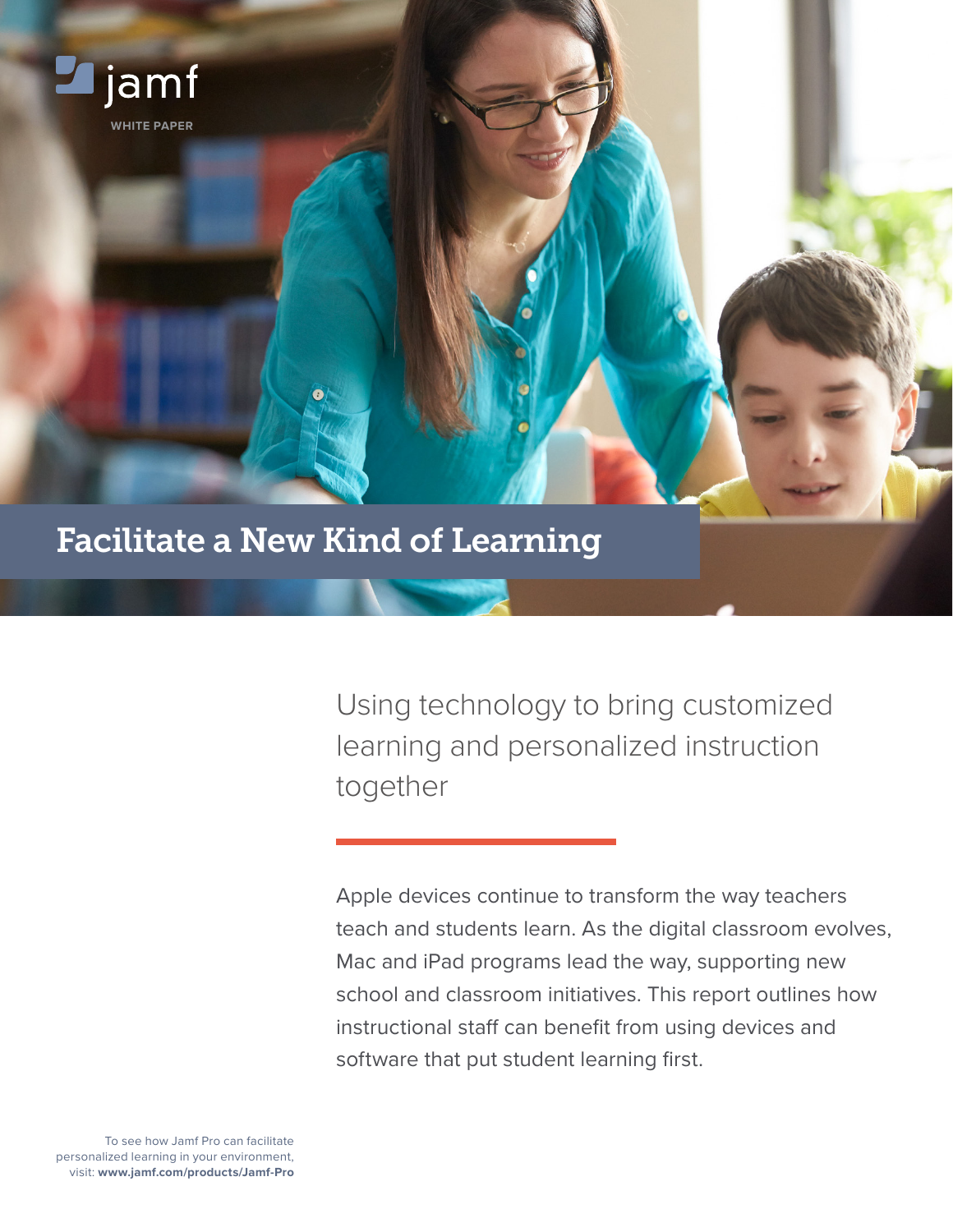jamf

WHITE PAPER

# Facilitate a New Kind of Learning

## Using technology to bring customized learning and personalized instruction together

Apple devices continue to transform the way teachers teach and students learn. As the digital classroom evolves, Mac and iPad programs lead the way, supporting new school and classroom initiatives. This report outlines how instructional staff can benefit from using devices and software that put student learning first.

To see how Jamf Pro can facilitate personalized learning in your environment, visit: **www.jamf.com/products/Jamf-Pro**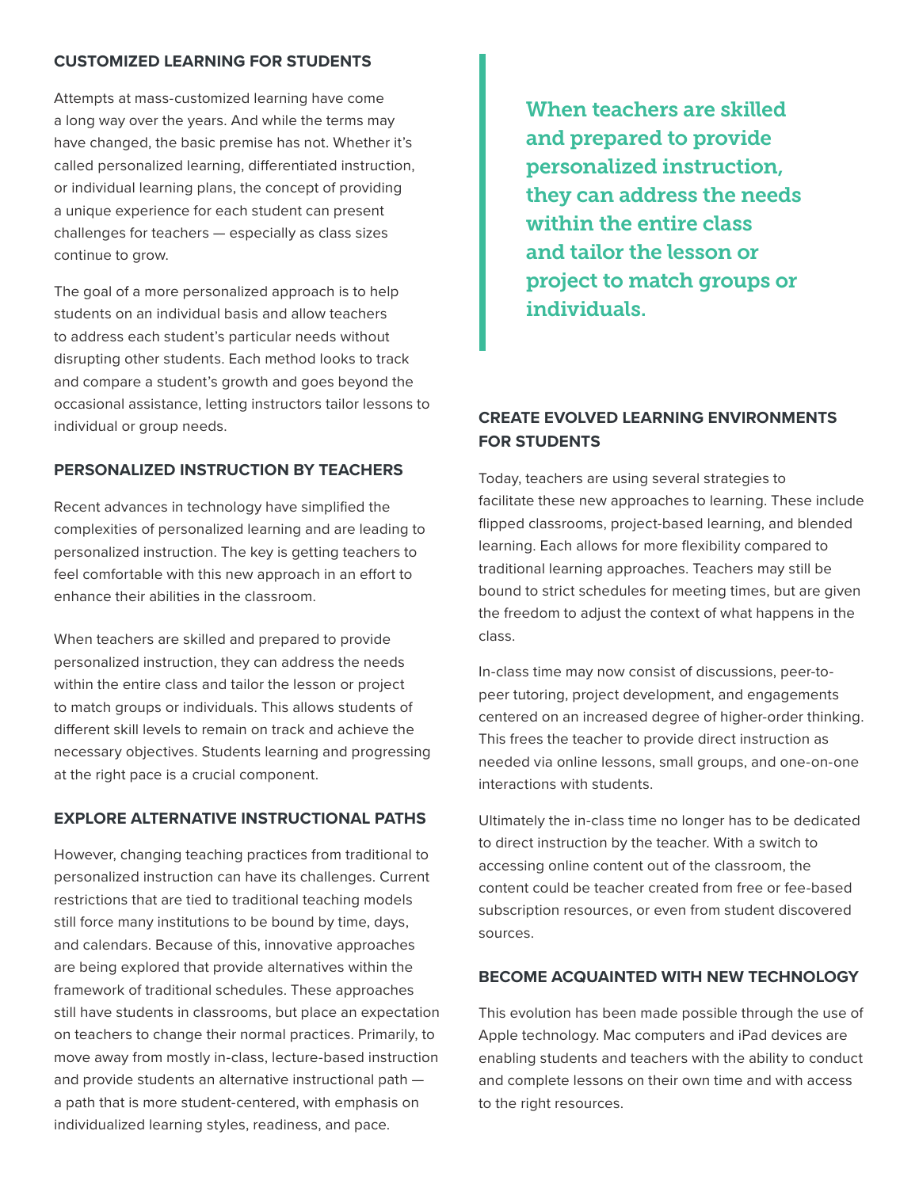## CUSTOMIZED LEARNING FOR STUDENTS

Attempts at mass-customized learning have come a long way over the years. And while the terms may have changed, the basic premise has not. Whether it's called personalized learning, differentiated instruction, or individual learning plans, the concept of providing a unique experience for each student can present challenges for teachers — especially as class sizes continue to grow.

The goal of a more personalized approach is to help students on an individual basis and allow teachers to address each student's particular needs without disrupting other students. Each method looks to track and compare a student's growth and goes beyond the occasional assistance, letting instructors tailor lessons to individual or group needs.

## PERSONALIZED INSTRUCTION BY TEACHERS

Recent advances in technology have simplified the complexities of personalized learning and are leading to personalized instruction. The key is getting teachers to feel comfortable with this new approach in an effort to enhance their abilities in the classroom.

When teachers are skilled and prepared to provide personalized instruction, they can address the needs within the entire class and tailor the lesson or project to match groups or individuals. This allows students of different skill levels to remain on track and achieve the necessary objectives. Students learning and progressing at the right pace is a crucial component.

## EXPLORE ALTERNATIVE INSTRUCTIONAL PATHS

However, changing teaching practices from traditional to personalized instruction can have its challenges. Current restrictions that are tied to traditional teaching models still force many institutions to be bound by time, days, and calendars. Because of this, innovative approaches are being explored that provide alternatives within the framework of traditional schedules. These approaches still have students in classrooms, but place an expectation on teachers to change their normal practices. Primarily, to move away from mostly in-class, lecture-based instruction and provide students an alternative instructional path — a path that is more student-centered, with emphasis on individualized learning styles, readiness, and pace.

> When teachers are skilled and prepared to provide personalized instruction, they can address the needs within the entire class and tailor the lesson or project to match groups or individuals.

## CREATE EVOLVED LEARNING ENVIRONMENTS FOR STUDENTS

Today, teachers are using several strategies to facilitate these new approaches to learning. These include flipped classrooms, project-based learning, and blended learning. Each allows for more flexibility compared to traditional learning approaches. Teachers may still be bound to strict schedules for meeting times, but are given the freedom to adjust the context of what happens in the class.

In-class time may now consist of discussions, peer-to-peer tutoring, project development, and engagements centered on an increased degree of higher-order thinking. This frees the teacher to provide direct instruction as needed via online lessons, small groups, and one-on-one interactions with students.

Ultimately the in-class time no longer has to be dedicated to direct instruction by the teacher. With a switch to accessing online content out of the classroom, the content could be teacher created from free or fee-based subscription resources, or even from student discovered sources.

## BECOME ACQUAINTED WITH NEW TECHNOLOGY

This evolution has been made possible through the use of Apple technology. Mac computers and iPad devices are enabling students and teachers with the ability to conduct and complete lessons on their own time and with access to the right resources.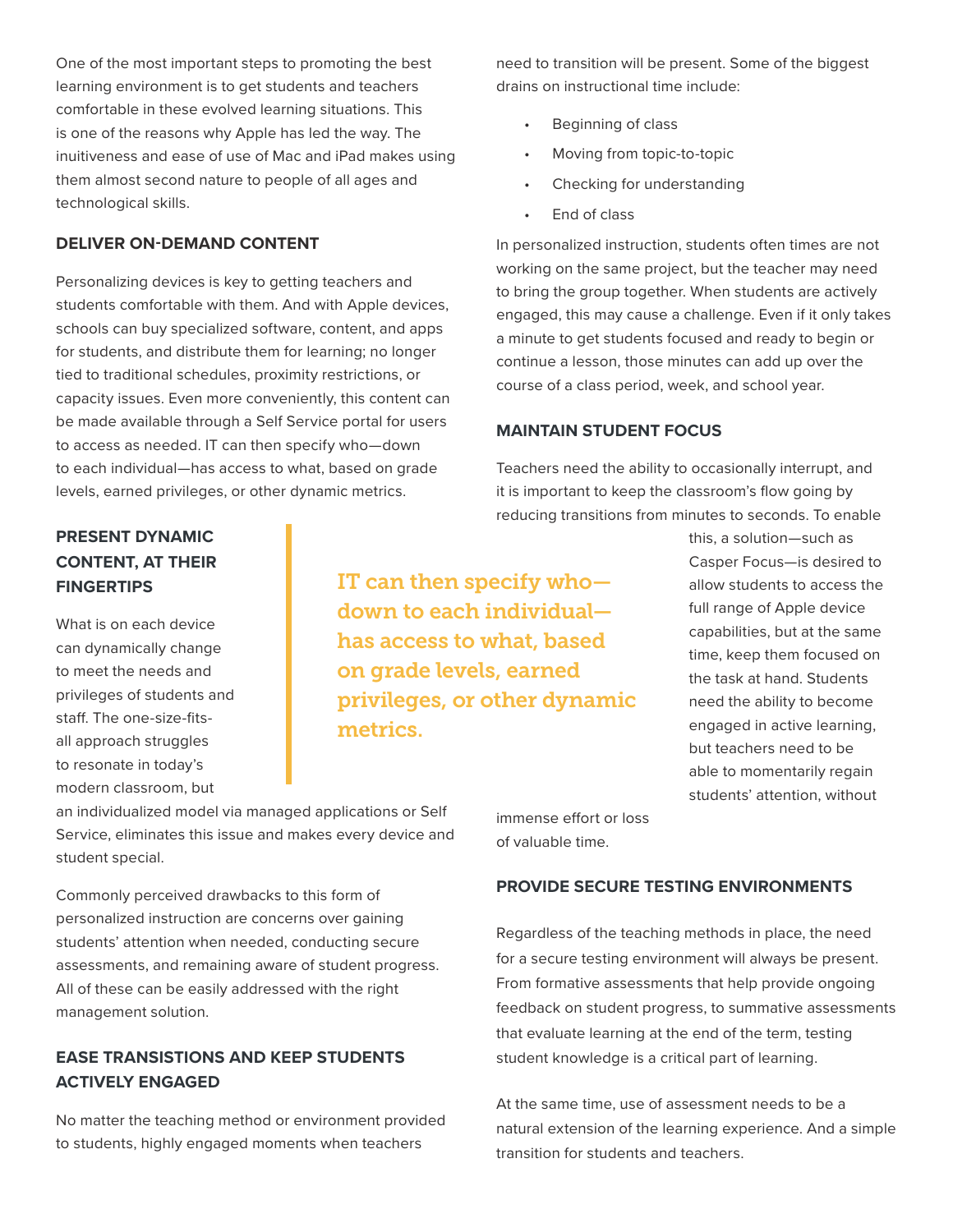One of the most important steps to promoting the best learning environment is to get students and teachers comfortable in these evolved learning situations. This is one of the reasons why Apple has led the way. The inuitiveness and ease of use of Mac and iPad makes using them almost second nature to people of all ages and technological skills.

### DELIVER ON-DEMAND CONTENT

Personalizing devices is key to getting teachers and students comfortable with them. And with Apple devices, schools can buy specialized software, content, and apps for students, and distribute them for learning; no longer tied to traditional schedules, proximity restrictions, or capacity issues. Even more conveniently, this content can be made available through a Self Service portal for users to access as needed. IT can then specify who—down to each individual—has access to what, based on grade levels, earned privileges, or other dynamic metrics.

### PRESENT DYNAMIC CONTENT, AT THEIR FINGERTIPS

What is on each device can dynamically change to meet the needs and privileges of students and staff. The one-size-fits-all approach struggles to resonate in today's modern classroom, but an individualized model via managed applications or Self Service, eliminates this issue and makes every device and student special.

> IT can then specify who—down to each individual—has access to what, based on grade levels, earned privileges, or other dynamic metrics.

Commonly perceived drawbacks to this form of personalized instruction are concerns over gaining students' attention when needed, conducting secure assessments, and remaining aware of student progress. All of these can be easily addressed with the right management solution.

### EASE TRANSISTIONS AND KEEP STUDENTS ACTIVELY ENGAGED

No matter the teaching method or environment provided to students, highly engaged moments when teachers need to transition will be present. Some of the biggest drains on instructional time include:

- Beginning of class
- Moving from topic-to-topic
- Checking for understanding
- End of class

In personalized instruction, students often times are not working on the same project, but the teacher may need to bring the group together. When students are actively engaged, this may cause a challenge. Even if it only takes a minute to get students focused and ready to begin or continue a lesson, those minutes can add up over the course of a class period, week, and school year.

### MAINTAIN STUDENT FOCUS

Teachers need the ability to occasionally interrupt, and it is important to keep the classroom's flow going by reducing transitions from minutes to seconds. To enable this, a solution—such as Casper Focus—is desired to allow students to access the full range of Apple device capabilities, but at the same time, keep them focused on the task at hand. Students need the ability to become engaged in active learning, but teachers need to be able to momentarily regain students' attention, without immense effort or loss of valuable time.

### PROVIDE SECURE TESTING ENVIRONMENTS

Regardless of the teaching methods in place, the need for a secure testing environment will always be present. From formative assessments that help provide ongoing feedback on student progress, to summative assessments that evaluate learning at the end of the term, testing student knowledge is a critical part of learning.

At the same time, use of assessment needs to be a natural extension of the learning experience. And a simple transition for students and teachers.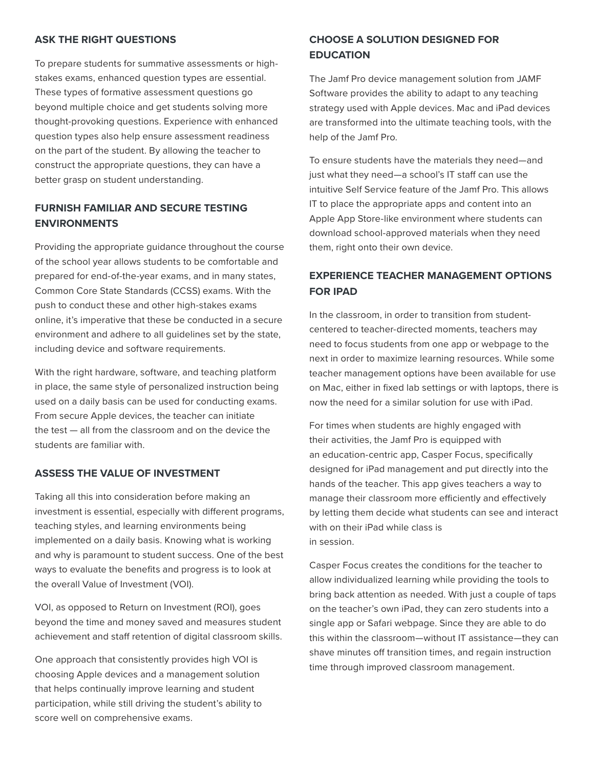## ASK THE RIGHT QUESTIONS

To prepare students for summative assessments or high-stakes exams, enhanced question types are essential. These types of formative assessment questions go beyond multiple choice and get students solving more thought-provoking questions. Experience with enhanced question types also help ensure assessment readiness on the part of the student. By allowing the teacher to construct the appropriate questions, they can have a better grasp on student understanding.

## FURNISH FAMILIAR AND SECURE TESTING ENVIRONMENTS

Providing the appropriate guidance throughout the course of the school year allows students to be comfortable and prepared for end-of-the-year exams, and in many states, Common Core State Standards (CCSS) exams. With the push to conduct these and other high-stakes exams online, it's imperative that these be conducted in a secure environment and adhere to all guidelines set by the state, including device and software requirements.

With the right hardware, software, and teaching platform in place, the same style of personalized instruction being used on a daily basis can be used for conducting exams. From secure Apple devices, the teacher can initiate the test — all from the classroom and on the device the students are familiar with.

## ASSESS THE VALUE OF INVESTMENT

Taking all this into consideration before making an investment is essential, especially with different programs, teaching styles, and learning environments being implemented on a daily basis. Knowing what is working and why is paramount to student success. One of the best ways to evaluate the benefits and progress is to look at the overall Value of Investment (VOI).

VOI, as opposed to Return on Investment (ROI), goes beyond the time and money saved and measures student achievement and staff retention of digital classroom skills.

One approach that consistently provides high VOI is choosing Apple devices and a management solution that helps continually improve learning and student participation, while still driving the student's ability to score well on comprehensive exams.

## CHOOSE A SOLUTION DESIGNED FOR EDUCATION

The Jamf Pro device management solution from JAMF Software provides the ability to adapt to any teaching strategy used with Apple devices. Mac and iPad devices are transformed into the ultimate teaching tools, with the help of the Jamf Pro.

To ensure students have the materials they need—and just what they need—a school's IT staff can use the intuitive Self Service feature of the Jamf Pro. This allows IT to place the appropriate apps and content into an Apple App Store-like environment where students can download school-approved materials when they need them, right onto their own device.

## EXPERIENCE TEACHER MANAGEMENT OPTIONS FOR IPAD

In the classroom, in order to transition from student-centered to teacher-directed moments, teachers may need to focus students from one app or webpage to the next in order to maximize learning resources. While some teacher management options have been available for use on Mac, either in fixed lab settings or with laptops, there is now the need for a similar solution for use with iPad.

For times when students are highly engaged with their activities, the Jamf Pro is equipped with an education-centric app, Casper Focus, specifically designed for iPad management and put directly into the hands of the teacher. This app gives teachers a way to manage their classroom more efficiently and effectively by letting them decide what students can see and interact with on their iPad while class is in session.

Casper Focus creates the conditions for the teacher to allow individualized learning while providing the tools to bring back attention as needed. With just a couple of taps on the teacher's own iPad, they can zero students into a single app or Safari webpage. Since they are able to do this within the classroom—without IT assistance—they can shave minutes off transition times, and regain instruction time through improved classroom management.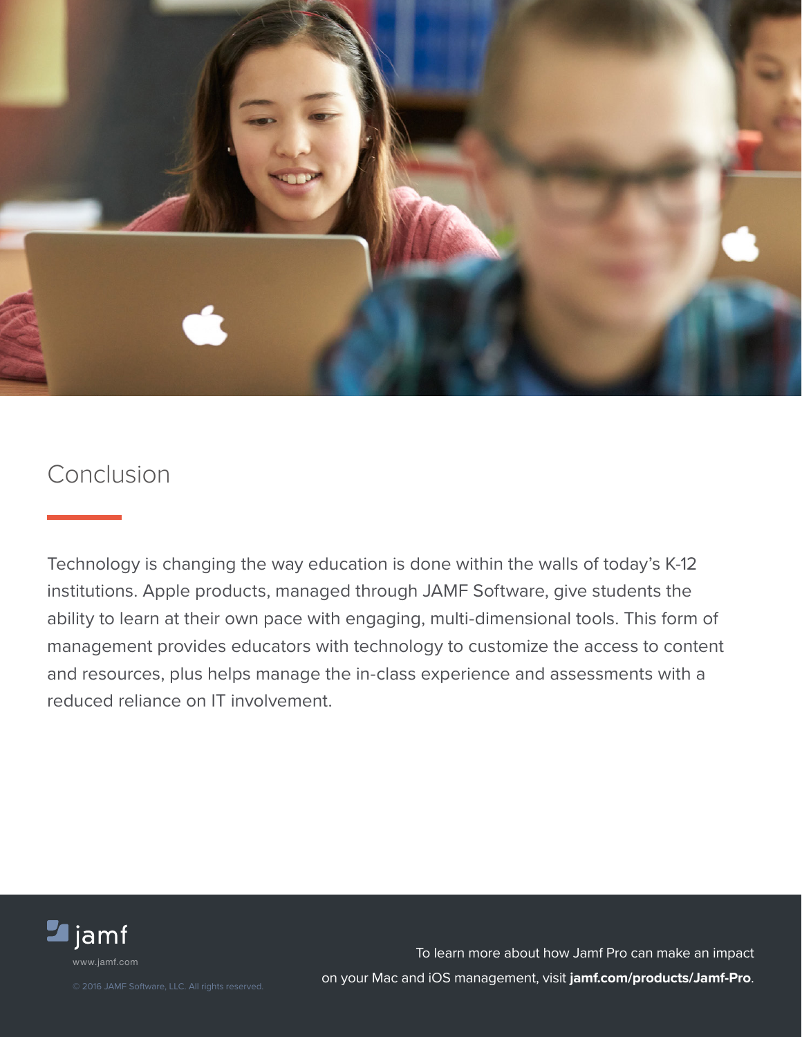## Conclusion

Technology is changing the way education is done within the walls of today's K-12 institutions. Apple products, managed through JAMF Software, give students the ability to learn at their own pace with engaging, multi-dimensional tools. This form of management provides educators with technology to customize the access to content and resources, plus helps manage the in-class experience and assessments with a reduced reliance on IT involvement.

jamf

www.jamf.com

© 2016 JAMF Software, LLC. All rights reserved.

To learn more about how Jamf Pro can make an impact on your Mac and iOS management, visit **jamf.com/products/Jamf-Pro**.